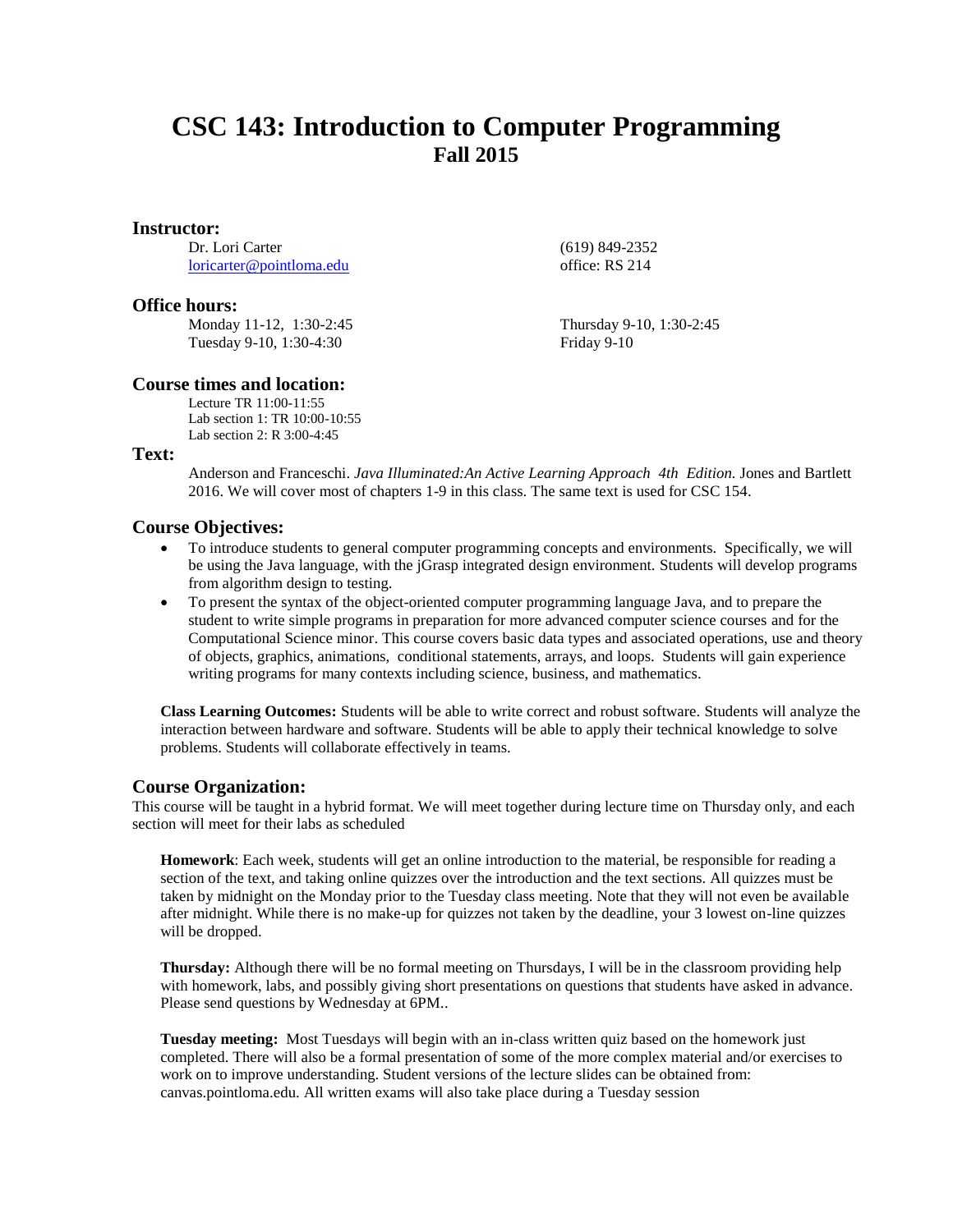# CSC 143: Introduction to Computer Programming
## Fall 2015

### Instructor:

Dr. Lori Carter
[loricarter@pointloma.edu](mailto:loricarter@pointloma.edu)
(619) 849-2352
office: RS 214

### Office hours:

Monday 11-12, 1:30-2:45
Tuesday 9-10, 1:30-4:30
Thursday 9-10, 1:30-2:45
Friday 9-10

### Course times and location:

Lecture TR 11:00-11:55
Lab section 1: TR 10:00-10:55
Lab section 2: R 3:00-4:45

### Text:

Anderson and Franceschi. *Java Illuminated:An Active Learning Approach 4th Edition.* Jones and Bartlett 2016. We will cover most of chapters 1-9 in this class. The same text is used for CSC 154.

### Course Objectives:

- To introduce students to general computer programming concepts and environments. Specifically, we will be using the Java language, with the jGrasp integrated design environment. Students will develop programs from algorithm design to testing.
- To present the syntax of the object-oriented computer programming language Java, and to prepare the student to write simple programs in preparation for more advanced computer science courses and for the Computational Science minor. This course covers basic data types and associated operations, use and theory of objects, graphics, animations, conditional statements, arrays, and loops. Students will gain experience writing programs for many contexts including science, business, and mathematics.

**Class Learning Outcomes:** Students will be able to write correct and robust software. Students will analyze the interaction between hardware and software. Students will be able to apply their technical knowledge to solve problems. Students will collaborate effectively in teams.

### Course Organization:

This course will be taught in a hybrid format. We will meet together during lecture time on Thursday only, and each section will meet for their labs as scheduled

**Homework**: Each week, students will get an online introduction to the material, be responsible for reading a section of the text, and taking online quizzes over the introduction and the text sections. All quizzes must be taken by midnight on the Monday prior to the Tuesday class meeting. Note that they will not even be available after midnight. While there is no make-up for quizzes not taken by the deadline, your 3 lowest on-line quizzes will be dropped.

**Thursday:** Although there will be no formal meeting on Thursdays, I will be in the classroom providing help with homework, labs, and possibly giving short presentations on questions that students have asked in advance. Please send questions by Wednesday at 6PM..

**Tuesday meeting:** Most Tuesdays will begin with an in-class written quiz based on the homework just completed. There will also be a formal presentation of some of the more complex material and/or exercises to work on to improve understanding. Student versions of the lecture slides can be obtained from: canvas.pointloma.edu. All written exams will also take place during a Tuesday session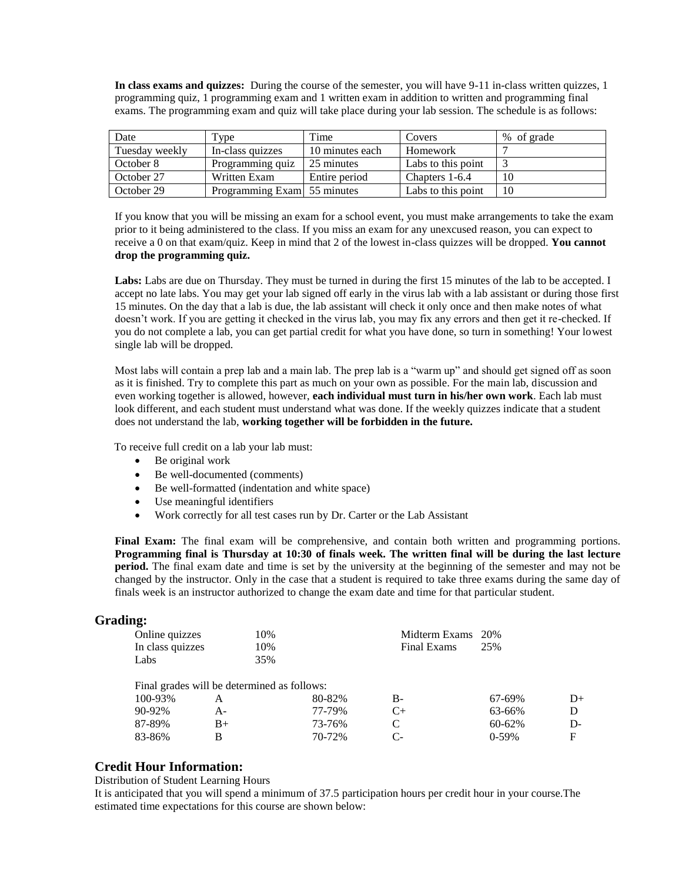**In class exams and quizzes:** During the course of the semester, you will have 9-11 in-class written quizzes, 1 programming quiz, 1 programming exam and 1 written exam in addition to written and programming final exams. The programming exam and quiz will take place during your lab session. The schedule is as follows:

| Date | Type | Time | Covers | % of grade |
|---|---|---|---|---|
| Tuesday weekly | In-class quizzes | 10 minutes each | Homework | 7 |
| October 8 | Programming quiz | 25 minutes | Labs to this point | 3 |
| October 27 | Written Exam | Entire period | Chapters 1-6.4 | 10 |
| October 29 | Programming Exam | 55 minutes | Labs to this point | 10 |

If you know that you will be missing an exam for a school event, you must make arrangements to take the exam prior to it being administered to the class. If you miss an exam for any unexcused reason, you can expect to receive a 0 on that exam/quiz. Keep in mind that 2 of the lowest in-class quizzes will be dropped. **You cannot drop the programming quiz.**

**Labs:** Labs are due on Thursday. They must be turned in during the first 15 minutes of the lab to be accepted. I accept no late labs. You may get your lab signed off early in the virus lab with a lab assistant or during those first 15 minutes. On the day that a lab is due, the lab assistant will check it only once and then make notes of what doesn't work. If you are getting it checked in the virus lab, you may fix any errors and then get it re-checked. If you do not complete a lab, you can get partial credit for what you have done, so turn in something! Your lowest single lab will be dropped.

Most labs will contain a prep lab and a main lab. The prep lab is a "warm up" and should get signed off as soon as it is finished. Try to complete this part as much on your own as possible. For the main lab, discussion and even working together is allowed, however, **each individual must turn in his/her own work**. Each lab must look different, and each student must understand what was done. If the weekly quizzes indicate that a student does not understand the lab, **working together will be forbidden in the future.**

To receive full credit on a lab your lab must:

- Be original work
- Be well-documented (comments)
- Be well-formatted (indentation and white space)
- Use meaningful identifiers
- Work correctly for all test cases run by Dr. Carter or the Lab Assistant

**Final Exam:** The final exam will be comprehensive, and contain both written and programming portions. **Programming final is Thursday at 10:30 of finals week. The written final will be during the last lecture period.** The final exam date and time is set by the university at the beginning of the semester and may not be changed by the instructor. Only in the case that a student is required to take three exams during the same day of finals week is an instructor authorized to change the exam date and time for that particular student.

## Grading:

| | | | |
|---|---|---|---|
| Online quizzes | 10% | Midterm Exams | 20% |
| In class quizzes | 10% | Final Exams | 25% |
| Labs | 35% | | |

Final grades will be determined as follows:

| | | | | | |
|---|---|---|---|---|---|
| 100-93% | A | 80-82% | B- | 67-69% | D+ |
| 90-92% | A- | 77-79% | C+ | 63-66% | D |
| 87-89% | B+ | 73-76% | C | 60-62% | D- |
| 83-86% | B | 70-72% | C- | 0-59% | F |

## Credit Hour Information:

Distribution of Student Learning Hours

It is anticipated that you will spend a minimum of 37.5 participation hours per credit hour in your course.The estimated time expectations for this course are shown below: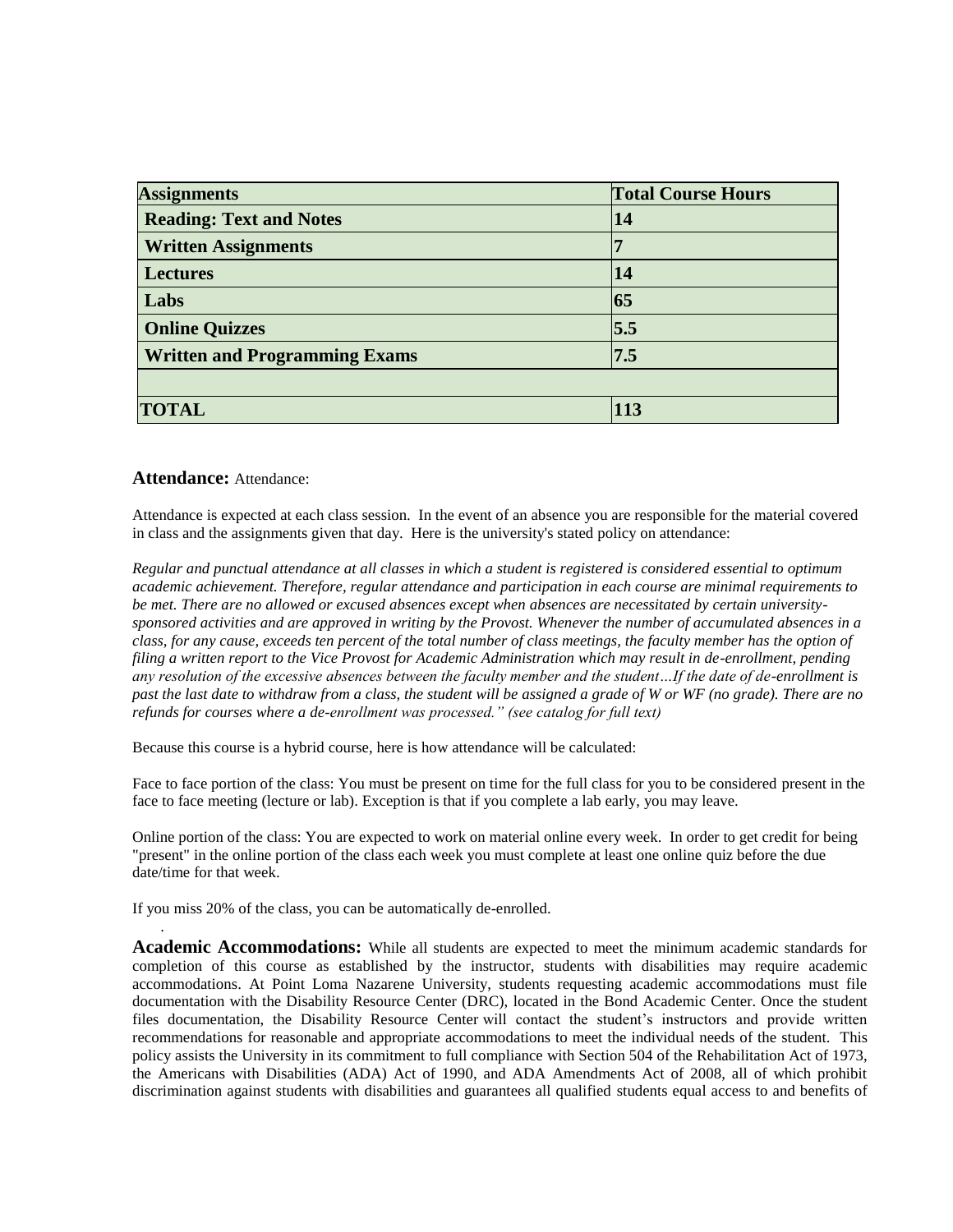| Assignments | Total Course Hours |
| --- | --- |
| **Reading: Text and Notes** | **14** |
| **Written Assignments** | **7** |
| **Lectures** | **14** |
| **Labs** | **65** |
| **Online Quizzes** | **5.5** |
| **Written and Programming Exams** | **7.5** |
| | |
| **TOTAL** | **113** |

**Attendance:** Attendance:

Attendance is expected at each class session. In the event of an absence you are responsible for the material covered in class and the assignments given that day. Here is the university's stated policy on attendance:

*Regular and punctual attendance at all classes in which a student is registered is considered essential to optimum academic achievement. Therefore, regular attendance and participation in each course are minimal requirements to be met. There are no allowed or excused absences except when absences are necessitated by certain university-sponsored activities and are approved in writing by the Provost. Whenever the number of accumulated absences in a class, for any cause, exceeds ten percent of the total number of class meetings, the faculty member has the option of filing a written report to the Vice Provost for Academic Administration which may result in de-enrollment, pending any resolution of the excessive absences between the faculty member and the student…If the date of de-enrollment is past the last date to withdraw from a class, the student will be assigned a grade of W or WF (no grade). There are no refunds for courses where a de-enrollment was processed." (see catalog for full text)*

Because this course is a hybrid course, here is how attendance will be calculated:

Face to face portion of the class: You must be present on time for the full class for you to be considered present in the face to face meeting (lecture or lab). Exception is that if you complete a lab early, you may leave.

Online portion of the class: You are expected to work on material online every week. In order to get credit for being "present" in the online portion of the class each week you must complete at least one online quiz before the due date/time for that week.

If you miss 20% of the class, you can be automatically de-enrolled.

.

**Academic Accommodations:** While all students are expected to meet the minimum academic standards for completion of this course as established by the instructor, students with disabilities may require academic accommodations. At Point Loma Nazarene University, students requesting academic accommodations must file documentation with the Disability Resource Center (DRC), located in the Bond Academic Center. Once the student files documentation, the Disability Resource Center will contact the student's instructors and provide written recommendations for reasonable and appropriate accommodations to meet the individual needs of the student. This policy assists the University in its commitment to full compliance with Section 504 of the Rehabilitation Act of 1973, the Americans with Disabilities (ADA) Act of 1990, and ADA Amendments Act of 2008, all of which prohibit discrimination against students with disabilities and guarantees all qualified students equal access to and benefits of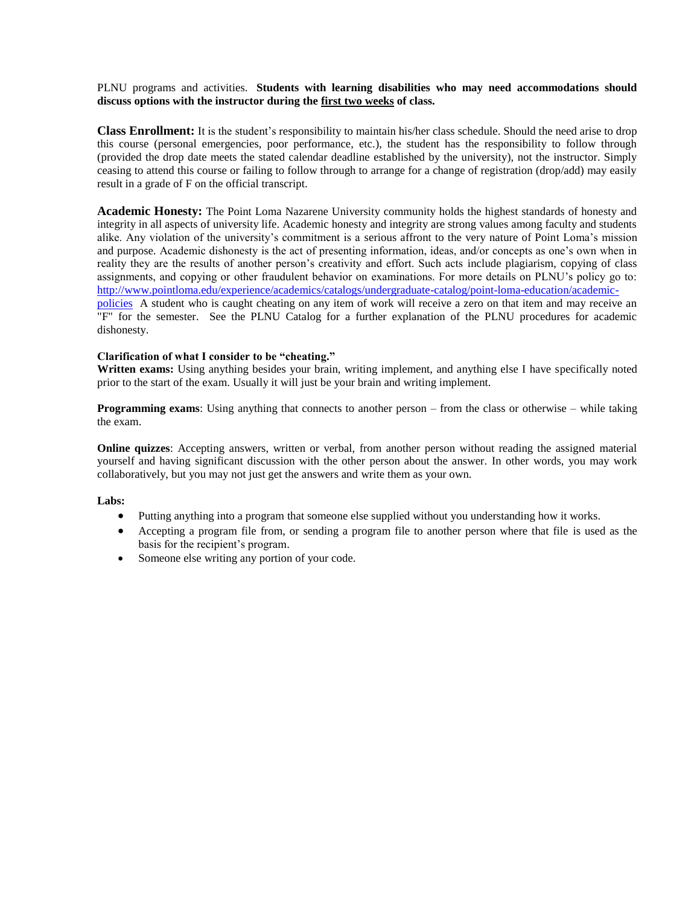PLNU programs and activities. **Students with learning disabilities who may need accommodations should discuss options with the instructor during the first two weeks of class.**

**Class Enrollment:** It is the student's responsibility to maintain his/her class schedule. Should the need arise to drop this course (personal emergencies, poor performance, etc.), the student has the responsibility to follow through (provided the drop date meets the stated calendar deadline established by the university), not the instructor. Simply ceasing to attend this course or failing to follow through to arrange for a change of registration (drop/add) may easily result in a grade of F on the official transcript.

**Academic Honesty:** The Point Loma Nazarene University community holds the highest standards of honesty and integrity in all aspects of university life. Academic honesty and integrity are strong values among faculty and students alike. Any violation of the university's commitment is a serious affront to the very nature of Point Loma's mission and purpose. Academic dishonesty is the act of presenting information, ideas, and/or concepts as one's own when in reality they are the results of another person's creativity and effort. Such acts include plagiarism, copying of class assignments, and copying or other fraudulent behavior on examinations. For more details on PLNU's policy go to: [http://www.pointloma.edu/experience/academics/catalogs/undergraduate-catalog/point-loma-education/academic-policies](http://www.pointloma.edu/experience/academics/catalogs/undergraduate-catalog/point-loma-education/academic-policies) A student who is caught cheating on any item of work will receive a zero on that item and may receive an "F" for the semester. See the PLNU Catalog for a further explanation of the PLNU procedures for academic dishonesty.

**Clarification of what I consider to be "cheating."**

**Written exams:** Using anything besides your brain, writing implement, and anything else I have specifically noted prior to the start of the exam. Usually it will just be your brain and writing implement.

**Programming exams**: Using anything that connects to another person – from the class or otherwise – while taking the exam.

**Online quizzes**: Accepting answers, written or verbal, from another person without reading the assigned material yourself and having significant discussion with the other person about the answer. In other words, you may work collaboratively, but you may not just get the answers and write them as your own.

**Labs:**

- Putting anything into a program that someone else supplied without you understanding how it works.
- Accepting a program file from, or sending a program file to another person where that file is used as the basis for the recipient's program.
- Someone else writing any portion of your code.